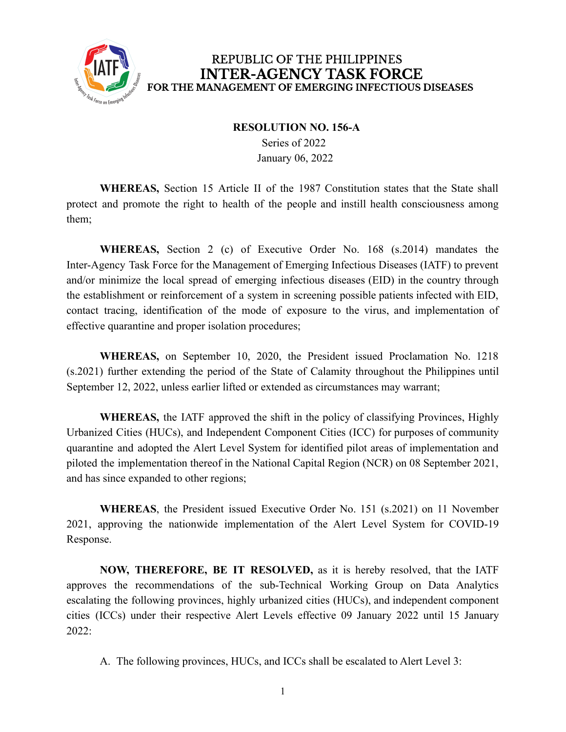REPUBLIC OF THE PHILIPPINES
**INTER-AGENCY TASK FORCE**
**FOR THE MANAGEMENT OF EMERGING INFECTIOUS DISEASES**

**RESOLUTION NO. 156-A**
Series of 2022
January 06, 2022

**WHEREAS,** Section 15 Article II of the 1987 Constitution states that the State shall protect and promote the right to health of the people and instill health consciousness among them;

**WHEREAS,** Section 2 (c) of Executive Order No. 168 (s.2014) mandates the Inter-Agency Task Force for the Management of Emerging Infectious Diseases (IATF) to prevent and/or minimize the local spread of emerging infectious diseases (EID) in the country through the establishment or reinforcement of a system in screening possible patients infected with EID, contact tracing, identification of the mode of exposure to the virus, and implementation of effective quarantine and proper isolation procedures;

**WHEREAS,** on September 10, 2020, the President issued Proclamation No. 1218 (s.2021) further extending the period of the State of Calamity throughout the Philippines until September 12, 2022, unless earlier lifted or extended as circumstances may warrant;

**WHEREAS,** the IATF approved the shift in the policy of classifying Provinces, Highly Urbanized Cities (HUCs), and Independent Component Cities (ICC) for purposes of community quarantine and adopted the Alert Level System for identified pilot areas of implementation and piloted the implementation thereof in the National Capital Region (NCR) on 08 September 2021, and has since expanded to other regions;

**WHEREAS**, the President issued Executive Order No. 151 (s.2021) on 11 November 2021, approving the nationwide implementation of the Alert Level System for COVID-19 Response.

**NOW, THEREFORE, BE IT RESOLVED,** as it is hereby resolved, that the IATF approves the recommendations of the sub-Technical Working Group on Data Analytics escalating the following provinces, highly urbanized cities (HUCs), and independent component cities (ICCs) under their respective Alert Levels effective 09 January 2022 until 15 January 2022:

A. The following provinces, HUCs, and ICCs shall be escalated to Alert Level 3: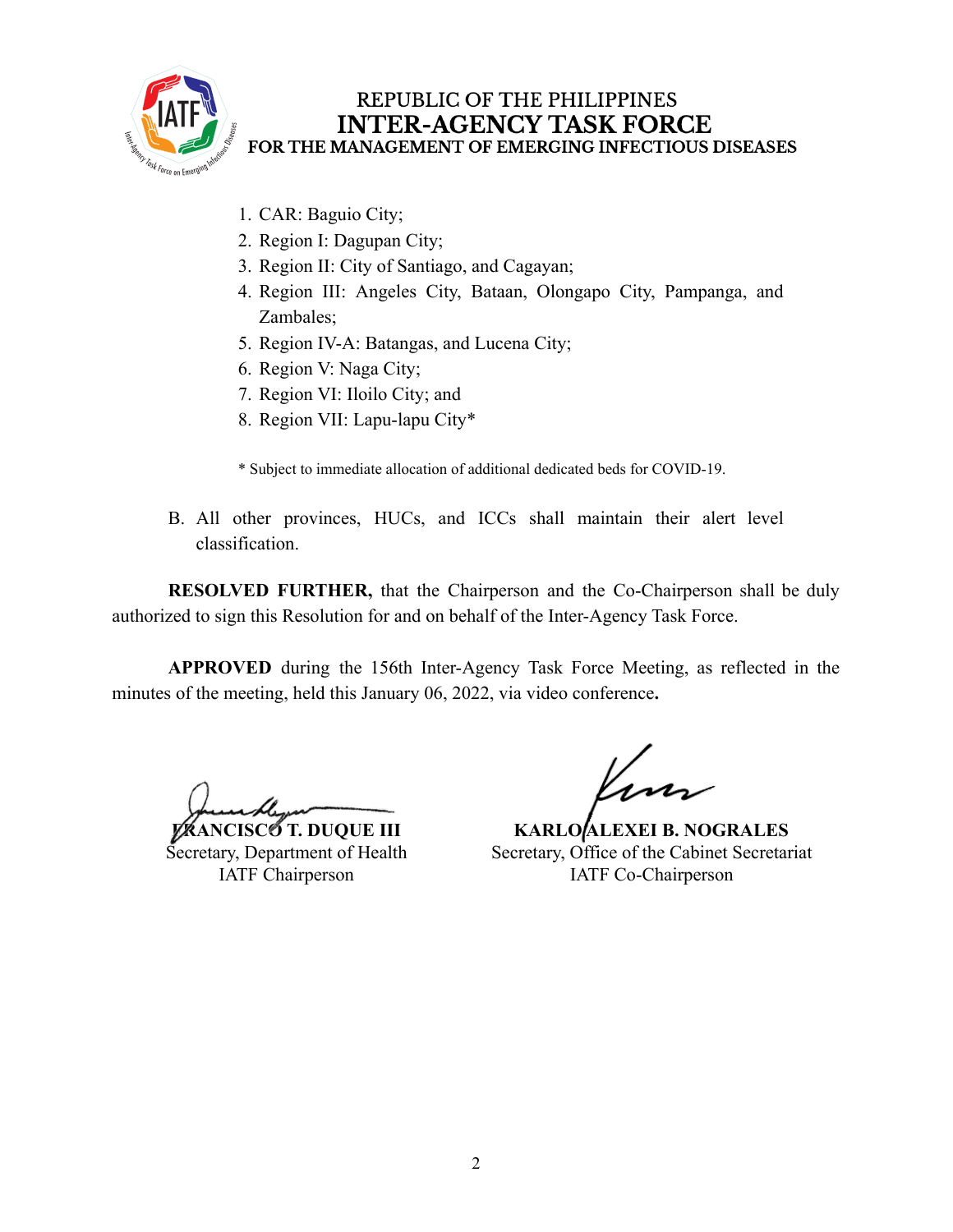1. CAR: Baguio City;
2. Region I: Dagupan City;
3. Region II: City of Santiago, and Cagayan;
4. Region III: Angeles City, Bataan, Olongapo City, Pampanga, and Zambales;
5. Region IV-A: Batangas, and Lucena City;
6. Region V: Naga City;
7. Region VI: Iloilo City; and
8. Region VII: Lapu-lapu City*

\* Subject to immediate allocation of additional dedicated beds for COVID-19.

B. All other provinces, HUCs, and ICCs shall maintain their alert level classification.

**RESOLVED FURTHER,** that the Chairperson and the Co-Chairperson shall be duly authorized to sign this Resolution for and on behalf of the Inter-Agency Task Force.

**APPROVED** during the 156th Inter-Agency Task Force Meeting, as reflected in the minutes of the meeting, held this January 06, 2022, via video conference**.**

**FRANCISCO T. DUQUE III**
Secretary, Department of Health
IATF Chairperson

**KARLO ALEXEI B. NOGRALES**
Secretary, Office of the Cabinet Secretariat
IATF Co-Chairperson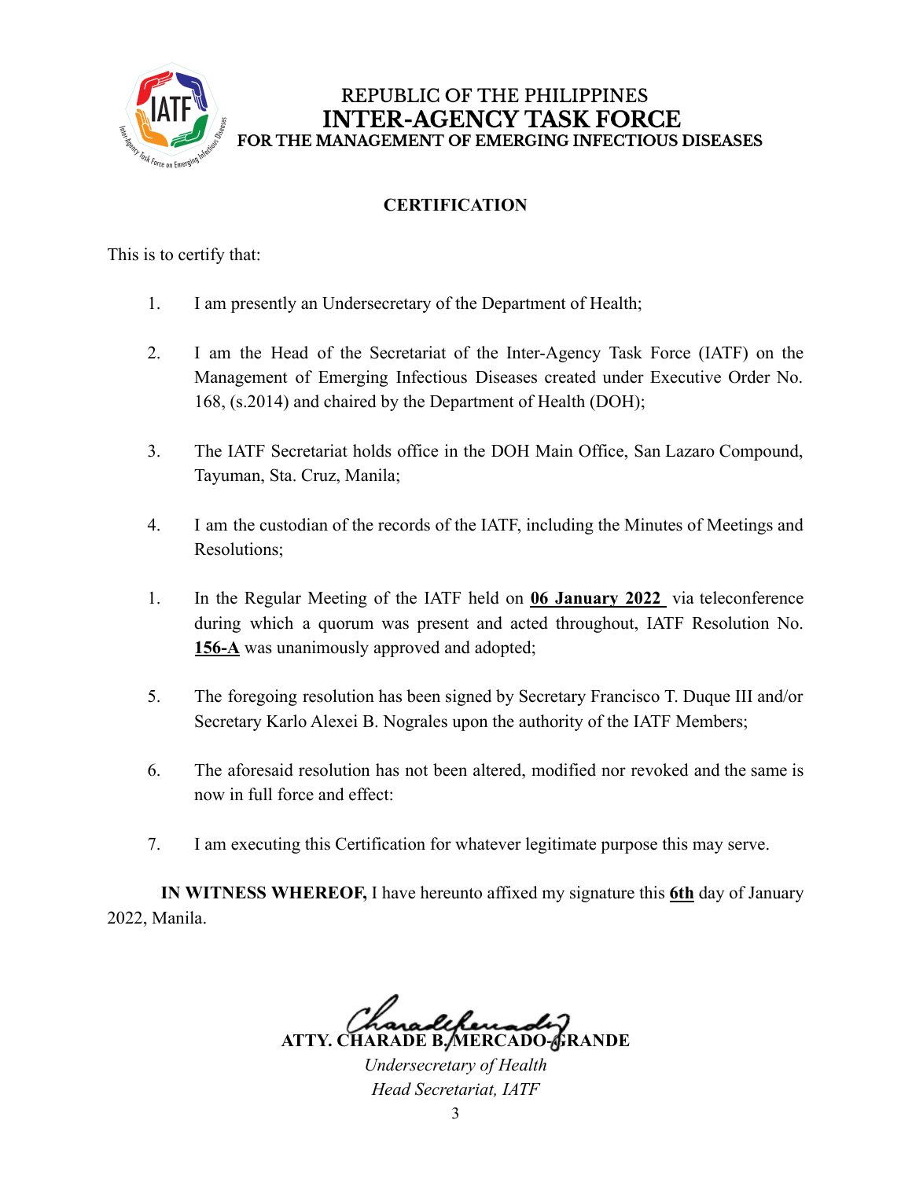REPUBLIC OF THE PHILIPPINES
**INTER-AGENCY TASK FORCE**
**FOR THE MANAGEMENT OF EMERGING INFECTIOUS DISEASES**

## CERTIFICATION

This is to certify that:

1. I am presently an Undersecretary of the Department of Health;

2. I am the Head of the Secretariat of the Inter-Agency Task Force (IATF) on the Management of Emerging Infectious Diseases created under Executive Order No. 168, (s.2014) and chaired by the Department of Health (DOH);

3. The IATF Secretariat holds office in the DOH Main Office, San Lazaro Compound, Tayuman, Sta. Cruz, Manila;

4. I am the custodian of the records of the IATF, including the Minutes of Meetings and Resolutions;

1. In the Regular Meeting of the IATF held on **06 January 2022** via teleconference during which a quorum was present and acted throughout, IATF Resolution No. **156-A** was unanimously approved and adopted;

5. The foregoing resolution has been signed by Secretary Francisco T. Duque III and/or Secretary Karlo Alexei B. Nograles upon the authority of the IATF Members;

6. The aforesaid resolution has not been altered, modified nor revoked and the same is now in full force and effect:

7. I am executing this Certification for whatever legitimate purpose this may serve.

**IN WITNESS WHEREOF,** I have hereunto affixed my signature this **6th** day of January 2022, Manila.

**ATTY. CHARADE B. MERCADO-GRANDE**
*Undersecretary of Health*
*Head Secretariat, IATF*